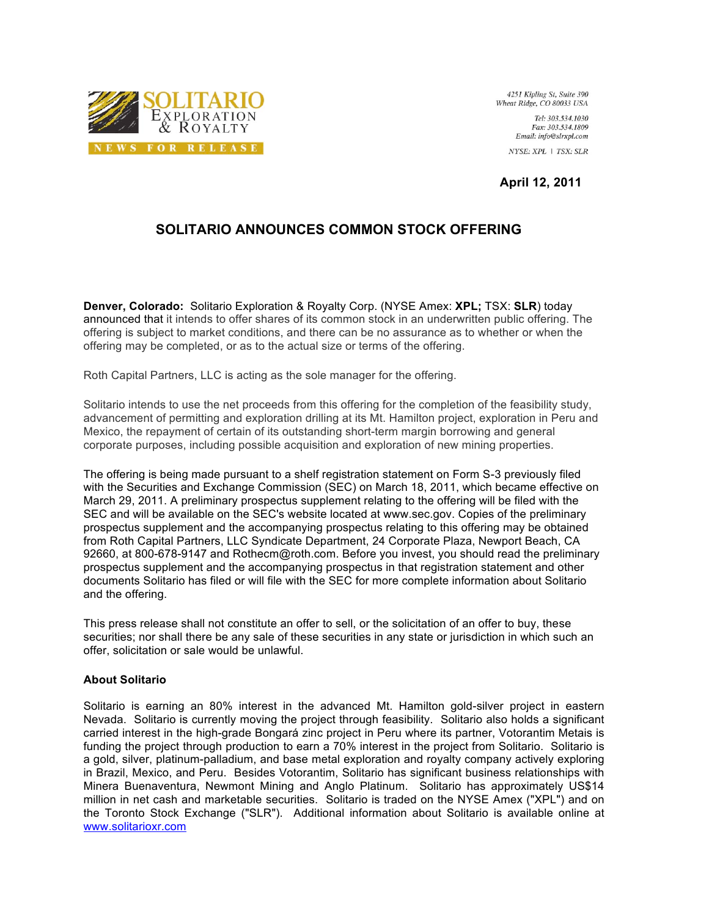**SOLITARIO EXPLORATION & ROYALTY**

**NEWS FOR RELEASE**

4251 Kipling St, Suite 390
Wheat Ridge, CO 80033 USA

Tel: 303.534.1030
Fax: 303.534.1809
Email: info@slrxpl.com

NYSE: XPL | TSX: SLR

**April 12, 2011**

# SOLITARIO ANNOUNCES COMMON STOCK OFFERING

**Denver, Colorado:** Solitario Exploration & Royalty Corp. (NYSE Amex: **XPL;** TSX: **SLR**) today announced that it intends to offer shares of its common stock in an underwritten public offering. The offering is subject to market conditions, and there can be no assurance as to whether or when the offering may be completed, or as to the actual size or terms of the offering.

Roth Capital Partners, LLC is acting as the sole manager for the offering.

Solitario intends to use the net proceeds from this offering for the completion of the feasibility study, advancement of permitting and exploration drilling at its Mt. Hamilton project, exploration in Peru and Mexico, the repayment of certain of its outstanding short-term margin borrowing and general corporate purposes, including possible acquisition and exploration of new mining properties.

The offering is being made pursuant to a shelf registration statement on Form S-3 previously filed with the Securities and Exchange Commission (SEC) on March 18, 2011, which became effective on March 29, 2011. A preliminary prospectus supplement relating to the offering will be filed with the SEC and will be available on the SEC's website located at www.sec.gov. Copies of the preliminary prospectus supplement and the accompanying prospectus relating to this offering may be obtained from Roth Capital Partners, LLC Syndicate Department, 24 Corporate Plaza, Newport Beach, CA 92660, at 800-678-9147 and Rothecm@roth.com. Before you invest, you should read the preliminary prospectus supplement and the accompanying prospectus in that registration statement and other documents Solitario has filed or will file with the SEC for more complete information about Solitario and the offering.

This press release shall not constitute an offer to sell, or the solicitation of an offer to buy, these securities; nor shall there be any sale of these securities in any state or jurisdiction in which such an offer, solicitation or sale would be unlawful.

### About Solitario

Solitario is earning an 80% interest in the advanced Mt. Hamilton gold-silver project in eastern Nevada. Solitario is currently moving the project through feasibility. Solitario also holds a significant carried interest in the high-grade Bongará zinc project in Peru where its partner, Votorantim Metais is funding the project through production to earn a 70% interest in the project from Solitario. Solitario is a gold, silver, platinum-palladium, and base metal exploration and royalty company actively exploring in Brazil, Mexico, and Peru. Besides Votorantim, Solitario has significant business relationships with Minera Buenaventura, Newmont Mining and Anglo Platinum. Solitario has approximately US$14 million in net cash and marketable securities. Solitario is traded on the NYSE Amex ("XPL") and on the Toronto Stock Exchange ("SLR"). Additional information about Solitario is available online at www.solitarioxr.com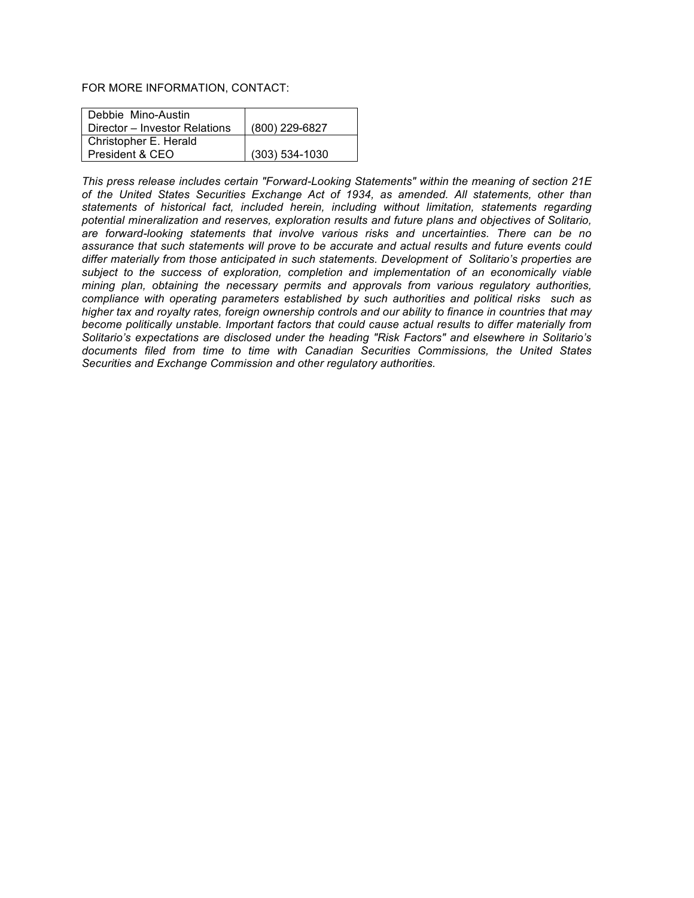FOR MORE INFORMATION, CONTACT:

| | |
|---|---|
| Debbie Mino-Austin<br>Director – Investor Relations | (800) 229-6827 |
| Christopher E. Herald<br>President & CEO | (303) 534-1030 |

*This press release includes certain "Forward-Looking Statements" within the meaning of section 21E of the United States Securities Exchange Act of 1934, as amended. All statements, other than statements of historical fact, included herein, including without limitation, statements regarding potential mineralization and reserves, exploration results and future plans and objectives of Solitario, are forward-looking statements that involve various risks and uncertainties. There can be no assurance that such statements will prove to be accurate and actual results and future events could differ materially from those anticipated in such statements. Development of Solitario's properties are subject to the success of exploration, completion and implementation of an economically viable mining plan, obtaining the necessary permits and approvals from various regulatory authorities, compliance with operating parameters established by such authorities and political risks such as higher tax and royalty rates, foreign ownership controls and our ability to finance in countries that may become politically unstable. Important factors that could cause actual results to differ materially from Solitario's expectations are disclosed under the heading "Risk Factors" and elsewhere in Solitario's documents filed from time to time with Canadian Securities Commissions, the United States Securities and Exchange Commission and other regulatory authorities.*